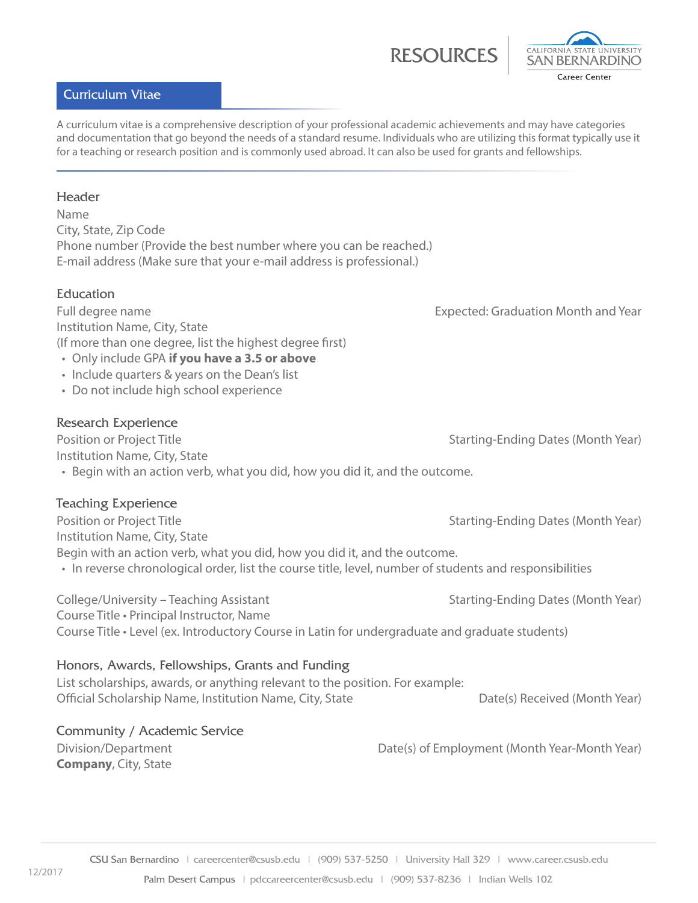RESOURCES

CALIFORNIA STATE UNIVERSITY SAN BERNARDINO
Career Center

# Curriculum Vitae

A curriculum vitae is a comprehensive description of your professional academic achievements and may have categories and documentation that go beyond the needs of a standard resume. Individuals who are utilizing this format typically use it for a teaching or research position and is commonly used abroad. It can also be used for grants and fellowships.

## Header

Name
City, State, Zip Code
Phone number (Provide the best number where you can be reached.)
E-mail address (Make sure that your e-mail address is professional.)

## Education

Full degree name — Expected: Graduation Month and Year
Institution Name, City, State
(If more than one degree, list the highest degree first)

- Only include GPA **if you have a 3.5 or above**
- Include quarters & years on the Dean's list
- Do not include high school experience

## Research Experience

Position or Project Title — Starting-Ending Dates (Month Year)
Institution Name, City, State

- Begin with an action verb, what you did, how you did it, and the outcome.

## Teaching Experience

Position or Project Title — Starting-Ending Dates (Month Year)
Institution Name, City, State
Begin with an action verb, what you did, how you did it, and the outcome.

- In reverse chronological order, list the course title, level, number of students and responsibilities

College/University – Teaching Assistant — Starting-Ending Dates (Month Year)
Course Title • Principal Instructor, Name
Course Title • Level (ex. Introductory Course in Latin for undergraduate and graduate students)

## Honors, Awards, Fellowships, Grants and Funding

List scholarships, awards, or anything relevant to the position. For example:
Official Scholarship Name, Institution Name, City, State — Date(s) Received (Month Year)

## Community / Academic Service

Division/Department — Date(s) of Employment (Month Year-Month Year)
**Company**, City, State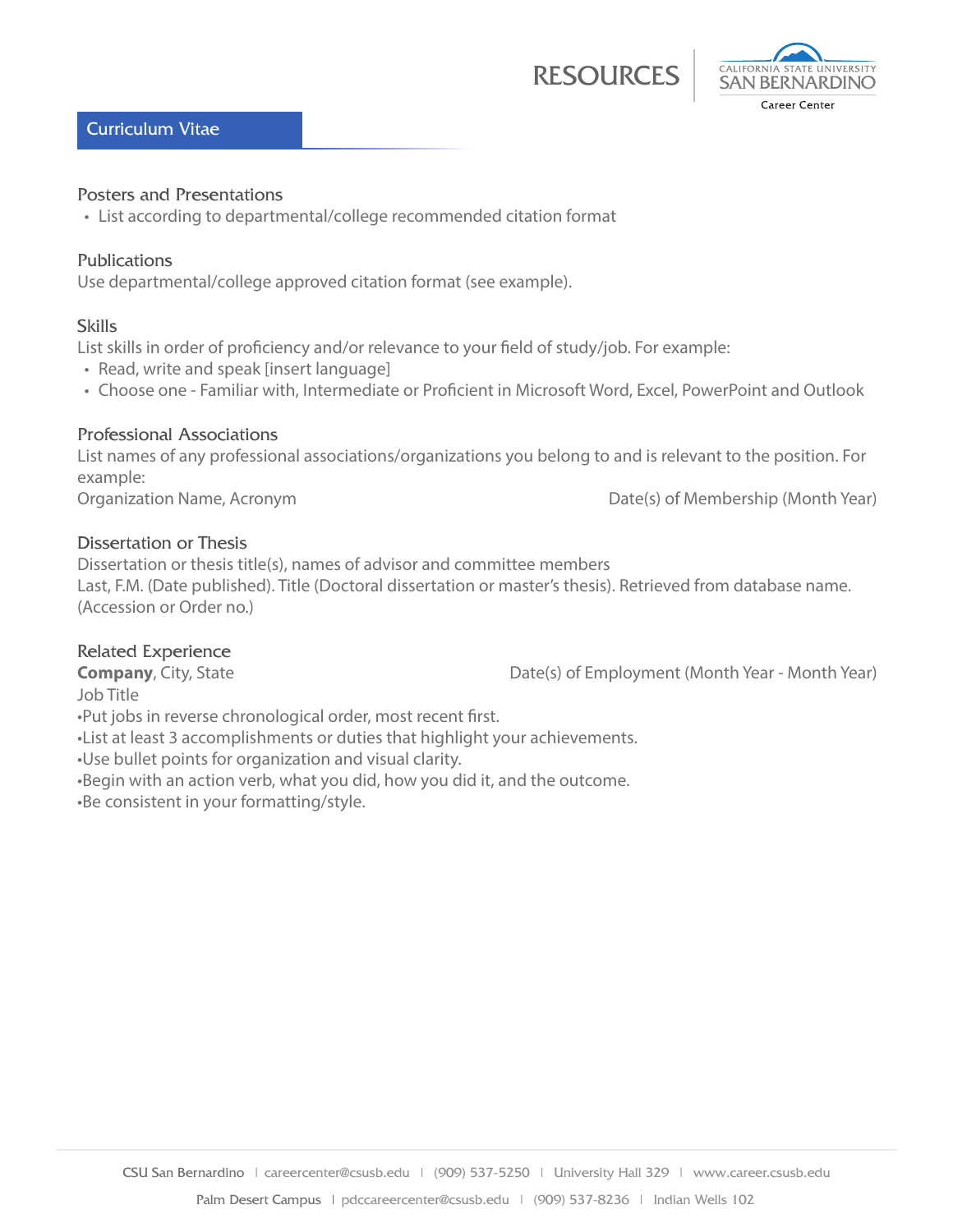## Curriculum Vitae

### Posters and Presentations

- List according to departmental/college recommended citation format

### Publications

Use departmental/college approved citation format (see example).

### Skills

List skills in order of proficiency and/or relevance to your field of study/job. For example:

- Read, write and speak [insert language]
- Choose one - Familiar with, Intermediate or Proficient in Microsoft Word, Excel, PowerPoint and Outlook

### Professional Associations

List names of any professional associations/organizations you belong to and is relevant to the position. For example:

Organization Name, Acronym — Date(s) of Membership (Month Year)

### Dissertation or Thesis

Dissertation or thesis title(s), names of advisor and committee members

Last, F.M. (Date published). Title (Doctoral dissertation or master's thesis). Retrieved from database name. (Accession or Order no.)

### Related Experience

**Company**, City, State — Date(s) of Employment (Month Year - Month Year)

Job Title

- Put jobs in reverse chronological order, most recent first.
- List at least 3 accomplishments or duties that highlight your achievements.
- Use bullet points for organization and visual clarity.
- Begin with an action verb, what you did, how you did it, and the outcome.
- Be consistent in your formatting/style.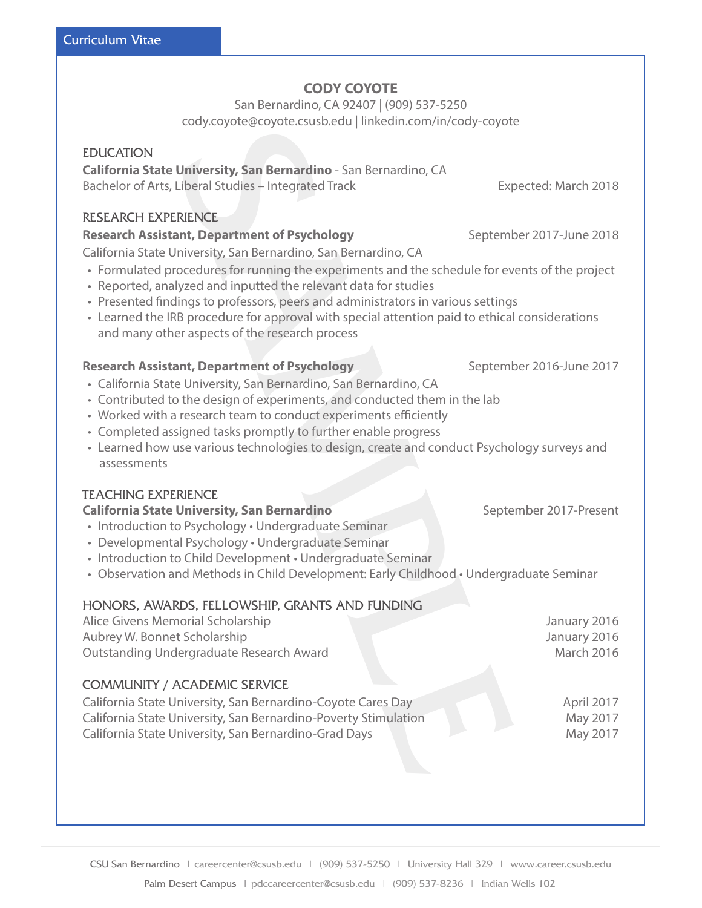Curriculum Vitae

# CODY COYOTE

San Bernardino, CA 92407 | (909) 537-5250
cody.coyote@coyote.csusb.edu | linkedin.com/in/cody-coyote

## EDUCATION

**California State University, San Bernardino** - San Bernardino, CA
Bachelor of Arts, Liberal Studies – Integrated Track — Expected: March 2018

## RESEARCH EXPERIENCE

**Research Assistant, Department of Psychology** — September 2017-June 2018
California State University, San Bernardino, San Bernardino, CA

- Formulated procedures for running the experiments and the schedule for events of the project
- Reported, analyzed and inputted the relevant data for studies
- Presented findings to professors, peers and administrators in various settings
- Learned the IRB procedure for approval with special attention paid to ethical considerations and many other aspects of the research process

**Research Assistant, Department of Psychology** — September 2016-June 2017

- California State University, San Bernardino, San Bernardino, CA
- Contributed to the design of experiments, and conducted them in the lab
- Worked with a research team to conduct experiments efficiently
- Completed assigned tasks promptly to further enable progress
- Learned how use various technologies to design, create and conduct Psychology surveys and assessments

## TEACHING EXPERIENCE

**California State University, San Bernardino** — September 2017-Present

- Introduction to Psychology • Undergraduate Seminar
- Developmental Psychology • Undergraduate Seminar
- Introduction to Child Development • Undergraduate Seminar
- Observation and Methods in Child Development: Early Childhood • Undergraduate Seminar

## HONORS, AWARDS, FELLOWSHIP, GRANTS AND FUNDING

Alice Givens Memorial Scholarship — January 2016
Aubrey W. Bonnet Scholarship — January 2016
Outstanding Undergraduate Research Award — March 2016

## COMMUNITY / ACADEMIC SERVICE

California State University, San Bernardino-Coyote Cares Day — April 2017
California State University, San Bernardino-Poverty Stimulation — May 2017
California State University, San Bernardino-Grad Days — May 2017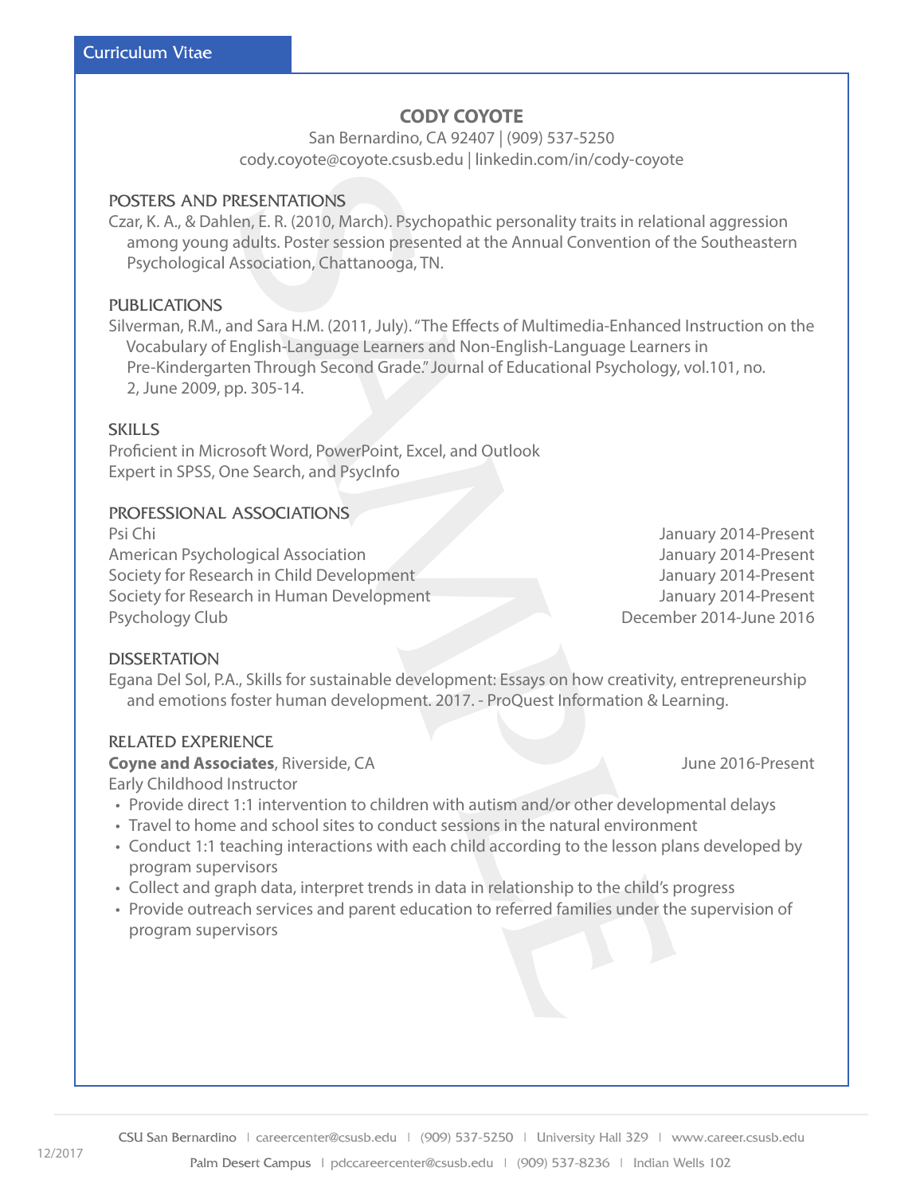Curriculum Vitae

# CODY COYOTE

San Bernardino, CA 92407 | (909) 537-5250
cody.coyote@coyote.csusb.edu | linkedin.com/in/cody-coyote

## POSTERS AND PRESENTATIONS

Czar, K. A., & Dahlen, E. R. (2010, March). Psychopathic personality traits in relational aggression among young adults. Poster session presented at the Annual Convention of the Southeastern Psychological Association, Chattanooga, TN.

## PUBLICATIONS

Silverman, R.M., and Sara H.M. (2011, July). "The Effects of Multimedia-Enhanced Instruction on the Vocabulary of English-Language Learners and Non-English-Language Learners in Pre-Kindergarten Through Second Grade." Journal of Educational Psychology, vol.101, no. 2, June 2009, pp. 305-14.

## SKILLS

Proficient in Microsoft Word, PowerPoint, Excel, and Outlook
Expert in SPSS, One Search, and PsycInfo

## PROFESSIONAL ASSOCIATIONS

Psi Chi — January 2014-Present
American Psychological Association — January 2014-Present
Society for Research in Child Development — January 2014-Present
Society for Research in Human Development — January 2014-Present
Psychology Club — December 2014-June 2016

## DISSERTATION

Egana Del Sol, P.A., Skills for sustainable development: Essays on how creativity, entrepreneurship and emotions foster human development. 2017. - ProQuest Information & Learning.

## RELATED EXPERIENCE

**Coyne and Associates**, Riverside, CA — June 2016-Present
Early Childhood Instructor

- Provide direct 1:1 intervention to children with autism and/or other developmental delays
- Travel to home and school sites to conduct sessions in the natural environment
- Conduct 1:1 teaching interactions with each child according to the lesson plans developed by program supervisors
- Collect and graph data, interpret trends in data in relationship to the child's progress
- Provide outreach services and parent education to referred families under the supervision of program supervisors